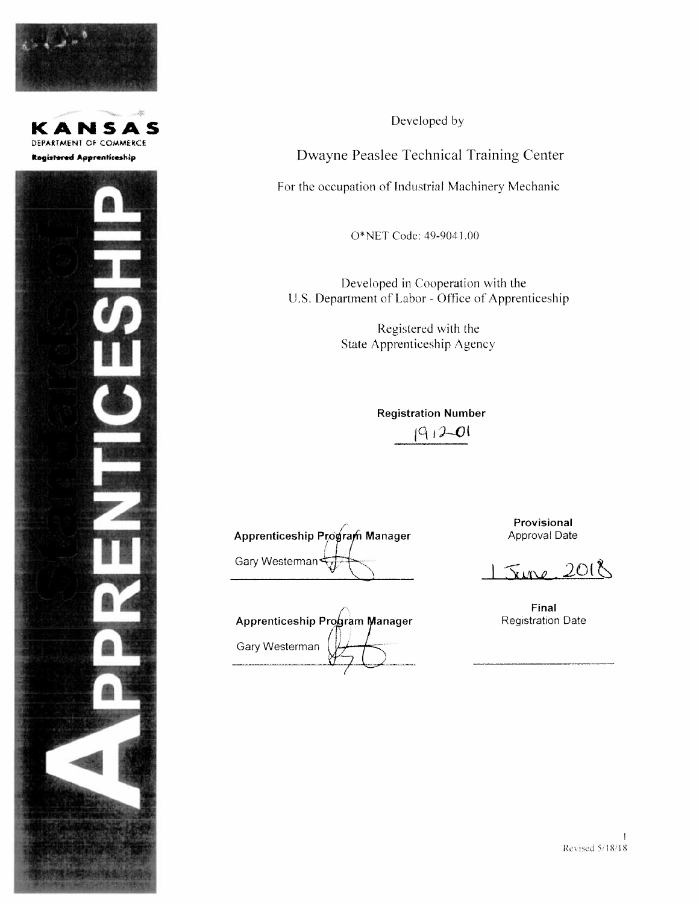KANSAS
DEPARTMENT OF COMMERCE
Registered Apprenticeship

# Standards of APPRENTICESHIP

Developed by

## Dwayne Peaslee Technical Training Center

For the occupation of Industrial Machinery Mechanic

O*NET Code: 49-9041.00

Developed in Cooperation with the
U.S. Department of Labor - Office of Apprenticeship

Registered with the
State Apprenticeship Agency

**Registration Number**

1912-01

**Apprenticeship Program Manager**
Gary Westerman

**Provisional** Approval Date

1 June 2018

**Apprenticeship Program Manager**
Gary Westerman

**Final** Registration Date

Revised 5/18/18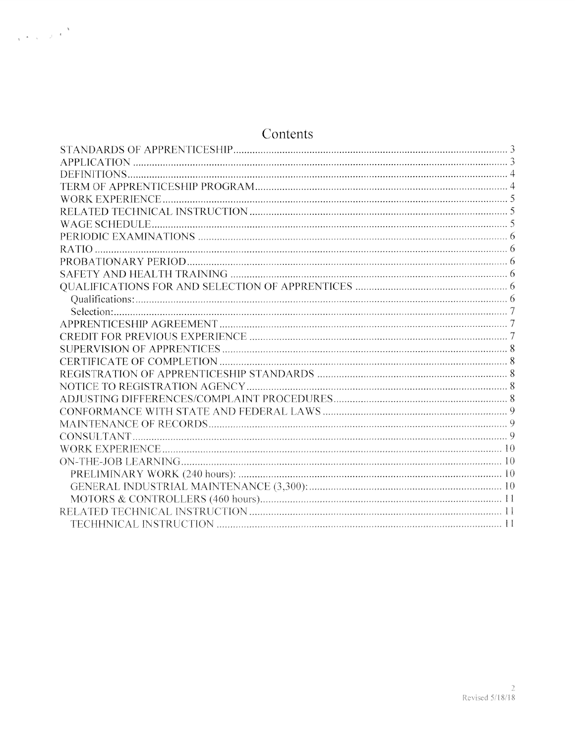# Contents

STANDARDS OF APPRENTICESHIP ........................................................ 3
APPLICATION ........................................................ 3
DEFINITIONS ........................................................ 4
TERM OF APPRENTICESHIP PROGRAM ........................................................ 4
WORK EXPERIENCE ........................................................ 5
RELATED TECHNICAL INSTRUCTION ........................................................ 5
WAGE SCHEDULE ........................................................ 5
PERIODIC EXAMINATIONS ........................................................ 6
RATIO ........................................................ 6
PROBATIONARY PERIOD ........................................................ 6
SAFETY AND HEALTH TRAINING ........................................................ 6
QUALIFICATIONS FOR AND SELECTION OF APPRENTICES ........................................................ 6
- Qualifications: ........................................................ 6
- Selection: ........................................................ 7

APPRENTICESHIP AGREEMENT ........................................................ 7
CREDIT FOR PREVIOUS EXPERIENCE ........................................................ 7
SUPERVISION OF APPRENTICES ........................................................ 8
CERTIFICATE OF COMPLETION ........................................................ 8
REGISTRATION OF APPRENTICESHIP STANDARDS ........................................................ 8
NOTICE TO REGISTRATION AGENCY ........................................................ 8
ADJUSTING DIFFERENCES/COMPLAINT PROCEDURES ........................................................ 8
CONFORMANCE WITH STATE AND FEDERAL LAWS ........................................................ 9
MAINTENANCE OF RECORDS ........................................................ 9
CONSULTANT ........................................................ 9
WORK EXPERIENCE ........................................................ 10
ON-THE-JOB LEARNING ........................................................ 10
- PRELIMINARY WORK (240 hours): ........................................................ 10
- GENERAL INDUSTRIAL MAINTENANCE (3,300): ........................................................ 10
- MOTORS & CONTROLLERS (460 hours) ........................................................ 11

RELATED TECHNICAL INSTRUCTION ........................................................ 11
- TECHHNICAL INSTRUCTION ........................................................ 11

Revised 5/18/18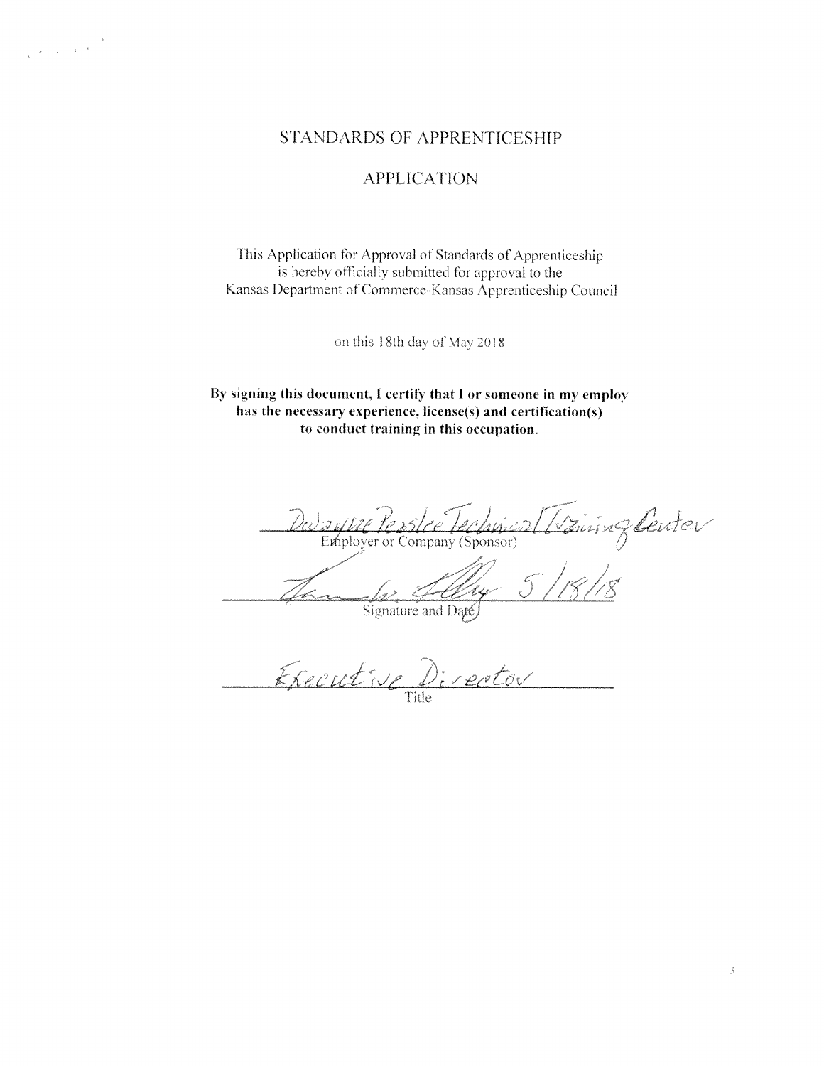# STANDARDS OF APPRENTICESHIP

## APPLICATION

This Application for Approval of Standards of Apprenticeship is hereby officially submitted for approval to the Kansas Department of Commerce-Kansas Apprenticeship Council

on this 18th day of May 2018

**By signing this document, I certify that I or someone in my employ has the necessary experience, license(s) and certification(s) to conduct training in this occupation.**

Dwayne Peaslee Technical Training Center
Employer or Company (Sponsor)

5/18/18
Signature and Date

Executive Director
Title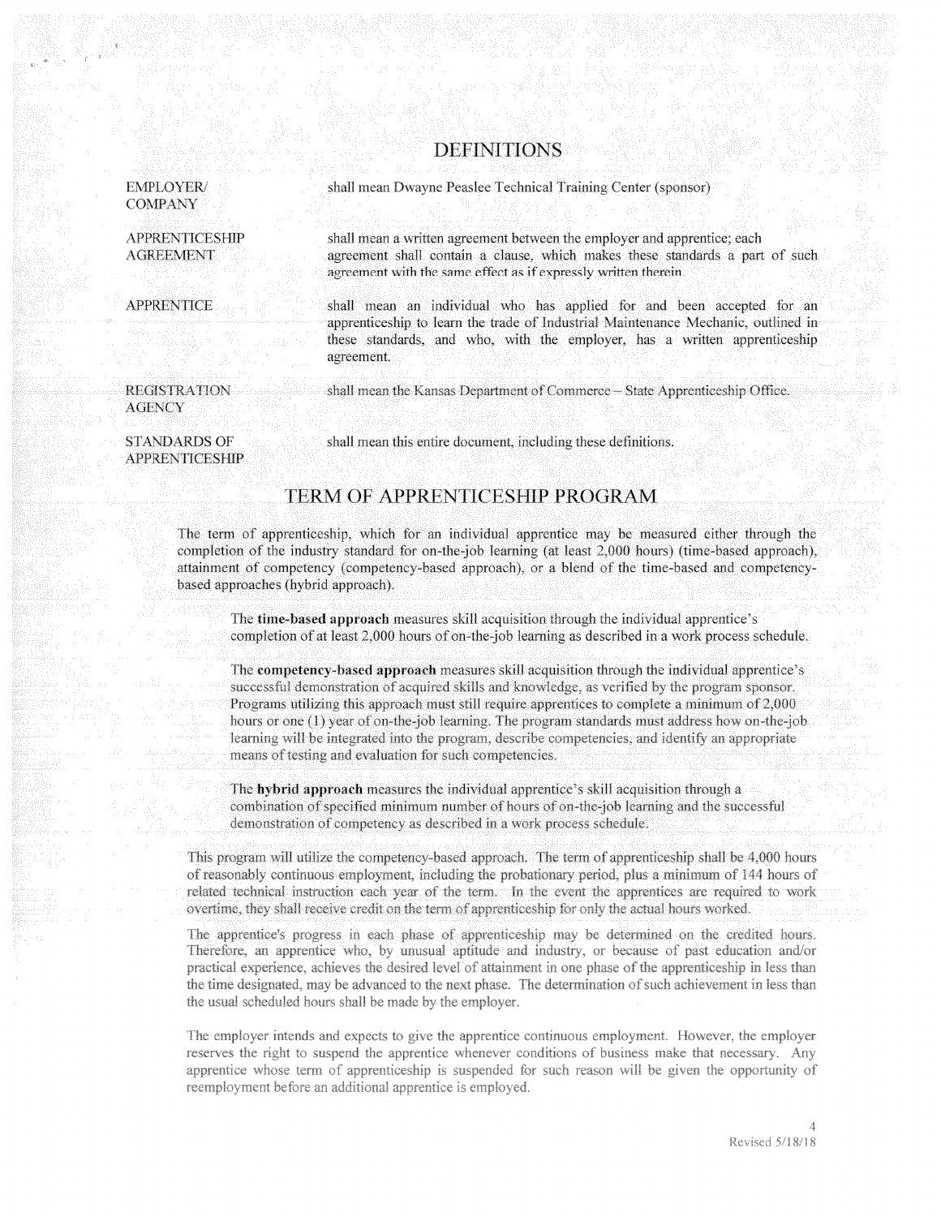## DEFINITIONS

| | |
|---|---|
| EMPLOYER/ COMPANY | shall mean Dwayne Peaslee Technical Training Center (sponsor) |
| APPRENTICESHIP AGREEMENT | shall mean a written agreement between the employer and apprentice; each agreement shall contain a clause, which makes these standards a part of such agreement with the same effect as if expressly written therein |
| APPRENTICE | shall mean an individual who has applied for and been accepted for an apprenticeship to learn the trade of Industrial Maintenance Mechanic, outlined in these standards, and who, with the employer, has a written apprenticeship agreement. |
| REGISTRATION AGENCY | shall mean the Kansas Department of Commerce – State Apprenticeship Office. |
| STANDARDS OF APPRENTICESHIP | shall mean this entire document, including these definitions. |

## TERM OF APPRENTICESHIP PROGRAM

The term of apprenticeship, which for an individual apprentice may be measured either through the completion of the industry standard for on-the-job learning (at least 2,000 hours) (time-based approach), attainment of competency (competency-based approach), or a blend of the time-based and competency-based approaches (hybrid approach).

> The **time-based approach** measures skill acquisition through the individual apprentice's completion of at least 2,000 hours of on-the-job learning as described in a work process schedule.
>
> The **competency-based approach** measures skill acquisition through the individual apprentice's successful demonstration of acquired skills and knowledge, as verified by the program sponsor. Programs utilizing this approach must still require apprentices to complete a minimum of 2,000 hours or one (1) year of on-the-job learning. The program standards must address how on-the-job learning will be integrated into the program, describe competencies, and identify an appropriate means of testing and evaluation for such competencies.
>
> The **hybrid approach** measures the individual apprentice's skill acquisition through a combination of specified minimum number of hours of on-the-job learning and the successful demonstration of competency as described in a work process schedule.

This program will utilize the competency-based approach. The term of apprenticeship shall be 4,000 hours of reasonably continuous employment, including the probationary period, plus a minimum of 144 hours of related technical instruction each year of the term. In the event the apprentices are required to work overtime, they shall receive credit on the term of apprenticeship for only the actual hours worked.

The apprentice's progress in each phase of apprenticeship may be determined on the credited hours. Therefore, an apprentice who, by unusual aptitude and industry, or because of past education and/or practical experience, achieves the desired level of attainment in one phase of the apprenticeship in less than the time designated, may be advanced to the next phase. The determination of such achievement in less than the usual scheduled hours shall be made by the employer.

The employer intends and expects to give the apprentice continuous employment. However, the employer reserves the right to suspend the apprentice whenever conditions of business make that necessary. Any apprentice whose term of apprenticeship is suspended for such reason will be given the opportunity of reemployment before an additional apprentice is employed.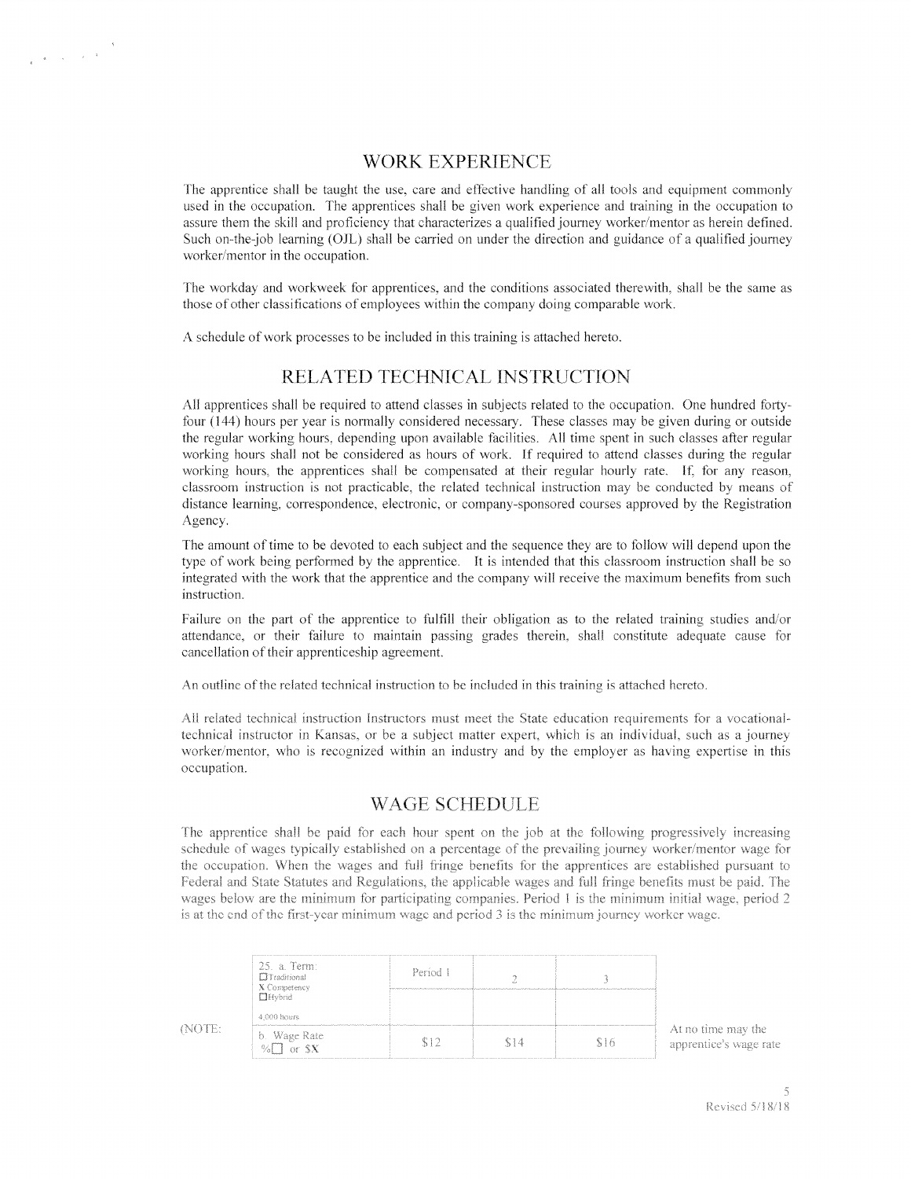## WORK EXPERIENCE

The apprentice shall be taught the use, care and effective handling of all tools and equipment commonly used in the occupation. The apprentices shall be given work experience and training in the occupation to assure them the skill and proficiency that characterizes a qualified journey worker/mentor as herein defined. Such on-the-job learning (OJL) shall be carried on under the direction and guidance of a qualified journey worker/mentor in the occupation.

The workday and workweek for apprentices, and the conditions associated therewith, shall be the same as those of other classifications of employees within the company doing comparable work.

A schedule of work processes to be included in this training is attached hereto.

## RELATED TECHNICAL INSTRUCTION

All apprentices shall be required to attend classes in subjects related to the occupation. One hundred forty-four (144) hours per year is normally considered necessary. These classes may be given during or outside the regular working hours, depending upon available facilities. All time spent in such classes after regular working hours shall not be considered as hours of work. If required to attend classes during the regular working hours, the apprentices shall be compensated at their regular hourly rate. If, for any reason, classroom instruction is not practicable, the related technical instruction may be conducted by means of distance learning, correspondence, electronic, or company-sponsored courses approved by the Registration Agency.

The amount of time to be devoted to each subject and the sequence they are to follow will depend upon the type of work being performed by the apprentice. It is intended that this classroom instruction shall be so integrated with the work that the apprentice and the company will receive the maximum benefits from such instruction.

Failure on the part of the apprentice to fulfill their obligation as to the related training studies and/or attendance, or their failure to maintain passing grades therein, shall constitute adequate cause for cancellation of their apprenticeship agreement.

An outline of the related technical instruction to be included in this training is attached hereto.

All related technical instruction Instructors must meet the State education requirements for a vocational-technical instructor in Kansas, or be a subject matter expert, which is an individual, such as a journey worker/mentor, who is recognized within an industry and by the employer as having expertise in this occupation.

## WAGE SCHEDULE

The apprentice shall be paid for each hour spent on the job at the following progressively increasing schedule of wages typically established on a percentage of the prevailing journey worker/mentor wage for the occupation. When the wages and full fringe benefits for the apprentices are established pursuant to Federal and State Statutes and Regulations, the applicable wages and full fringe benefits must be paid. The wages below are the minimum for participating companies. Period 1 is the minimum initial wage, period 2 is at the end of the first-year minimum wage and period 3 is the minimum journey worker wage.

| 25. a. Term: ☐ Traditional X Competency ☐ Hybrid 4,000 hours | Period 1 | 2 | 3 |
|---|---|---|---|
| | | | |
| b. Wage Rate %☐ or $X | $12 | $14 | $16 |

(NOTE: At no time may the apprentice's wage rate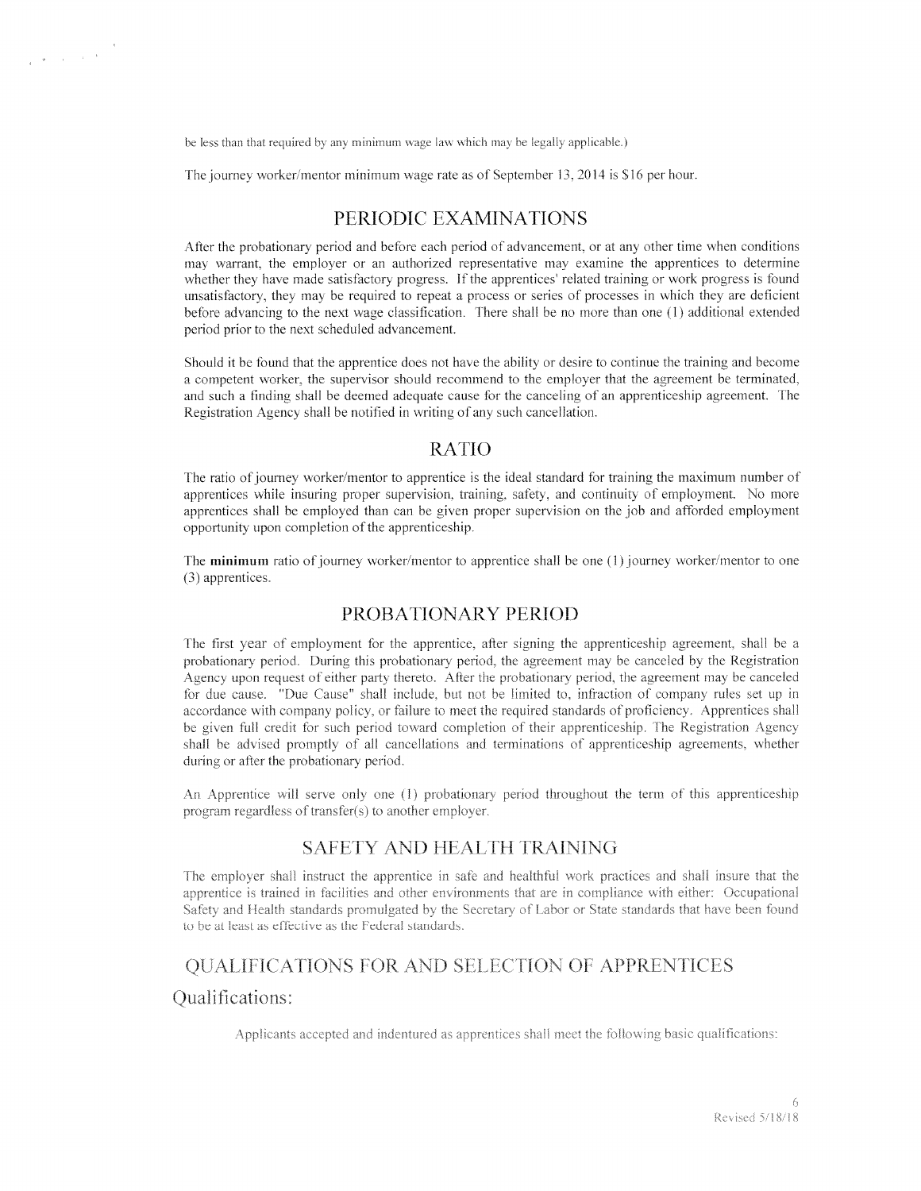be less than that required by any minimum wage law which may be legally applicable.)

The journey worker/mentor minimum wage rate as of September 13, 2014 is $16 per hour.

## PERIODIC EXAMINATIONS

After the probationary period and before each period of advancement, or at any other time when conditions may warrant, the employer or an authorized representative may examine the apprentices to determine whether they have made satisfactory progress. If the apprentices' related training or work progress is found unsatisfactory, they may be required to repeat a process or series of processes in which they are deficient before advancing to the next wage classification. There shall be no more than one (1) additional extended period prior to the next scheduled advancement.

Should it be found that the apprentice does not have the ability or desire to continue the training and become a competent worker, the supervisor should recommend to the employer that the agreement be terminated, and such a finding shall be deemed adequate cause for the canceling of an apprenticeship agreement. The Registration Agency shall be notified in writing of any such cancellation.

## RATIO

The ratio of journey worker/mentor to apprentice is the ideal standard for training the maximum number of apprentices while insuring proper supervision, training, safety, and continuity of employment. No more apprentices shall be employed than can be given proper supervision on the job and afforded employment opportunity upon completion of the apprenticeship.

The **minimum** ratio of journey worker/mentor to apprentice shall be one (1) journey worker/mentor to one (3) apprentices.

## PROBATIONARY PERIOD

The first year of employment for the apprentice, after signing the apprenticeship agreement, shall be a probationary period. During this probationary period, the agreement may be canceled by the Registration Agency upon request of either party thereto. After the probationary period, the agreement may be canceled for due cause. "Due Cause" shall include, but not be limited to, infraction of company rules set up in accordance with company policy, or failure to meet the required standards of proficiency. Apprentices shall be given full credit for such period toward completion of their apprenticeship. The Registration Agency shall be advised promptly of all cancellations and terminations of apprenticeship agreements, whether during or after the probationary period.

An Apprentice will serve only one (1) probationary period throughout the term of this apprenticeship program regardless of transfer(s) to another employer.

## SAFETY AND HEALTH TRAINING

The employer shall instruct the apprentice in safe and healthful work practices and shall insure that the apprentice is trained in facilities and other environments that are in compliance with either: Occupational Safety and Health standards promulgated by the Secretary of Labor or State standards that have been found to be at least as effective as the Federal standards.

## QUALIFICATIONS FOR AND SELECTION OF APPRENTICES

### Qualifications:

Applicants accepted and indentured as apprentices shall meet the following basic qualifications: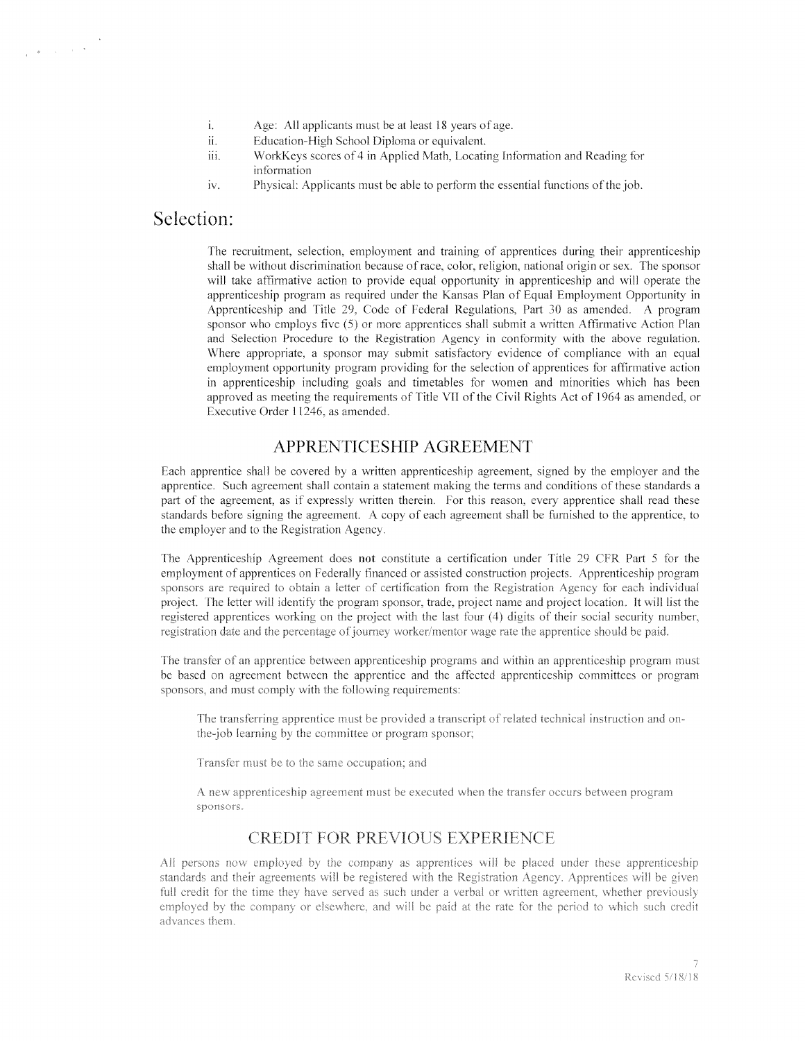i. Age: All applicants must be at least 18 years of age.
ii. Education-High School Diploma or equivalent.
iii. WorkKeys scores of 4 in Applied Math, Locating Information and Reading for information
iv. Physical: Applicants must be able to perform the essential functions of the job.

# Selection:

The recruitment, selection, employment and training of apprentices during their apprenticeship shall be without discrimination because of race, color, religion, national origin or sex. The sponsor will take affirmative action to provide equal opportunity in apprenticeship and will operate the apprenticeship program as required under the Kansas Plan of Equal Employment Opportunity in Apprenticeship and Title 29, Code of Federal Regulations, Part 30 as amended. A program sponsor who employs five (5) or more apprentices shall submit a written Affirmative Action Plan and Selection Procedure to the Registration Agency in conformity with the above regulation. Where appropriate, a sponsor may submit satisfactory evidence of compliance with an equal employment opportunity program providing for the selection of apprentices for affirmative action in apprenticeship including goals and timetables for women and minorities which has been approved as meeting the requirements of Title VII of the Civil Rights Act of 1964 as amended, or Executive Order 11246, as amended.

## APPRENTICESHIP AGREEMENT

Each apprentice shall be covered by a written apprenticeship agreement, signed by the employer and the apprentice. Such agreement shall contain a statement making the terms and conditions of these standards a part of the agreement, as if expressly written therein. For this reason, every apprentice shall read these standards before signing the agreement. A copy of each agreement shall be furnished to the apprentice, to the employer and to the Registration Agency.

The Apprenticeship Agreement does **not** constitute a certification under Title 29 CFR Part 5 for the employment of apprentices on Federally financed or assisted construction projects. Apprenticeship program sponsors are required to obtain a letter of certification from the Registration Agency for each individual project. The letter will identify the program sponsor, trade, project name and project location. It will list the registered apprentices working on the project with the last four (4) digits of their social security number, registration date and the percentage of journey worker/mentor wage rate the apprentice should be paid.

The transfer of an apprentice between apprenticeship programs and within an apprenticeship program must be based on agreement between the apprentice and the affected apprenticeship committees or program sponsors, and must comply with the following requirements:

The transferring apprentice must be provided a transcript of related technical instruction and on-the-job learning by the committee or program sponsor;

Transfer must be to the same occupation; and

A new apprenticeship agreement must be executed when the transfer occurs between program sponsors.

## CREDIT FOR PREVIOUS EXPERIENCE

All persons now employed by the company as apprentices will be placed under these apprenticeship standards and their agreements will be registered with the Registration Agency. Apprentices will be given full credit for the time they have served as such under a verbal or written agreement, whether previously employed by the company or elsewhere, and will be paid at the rate for the period to which such credit advances them.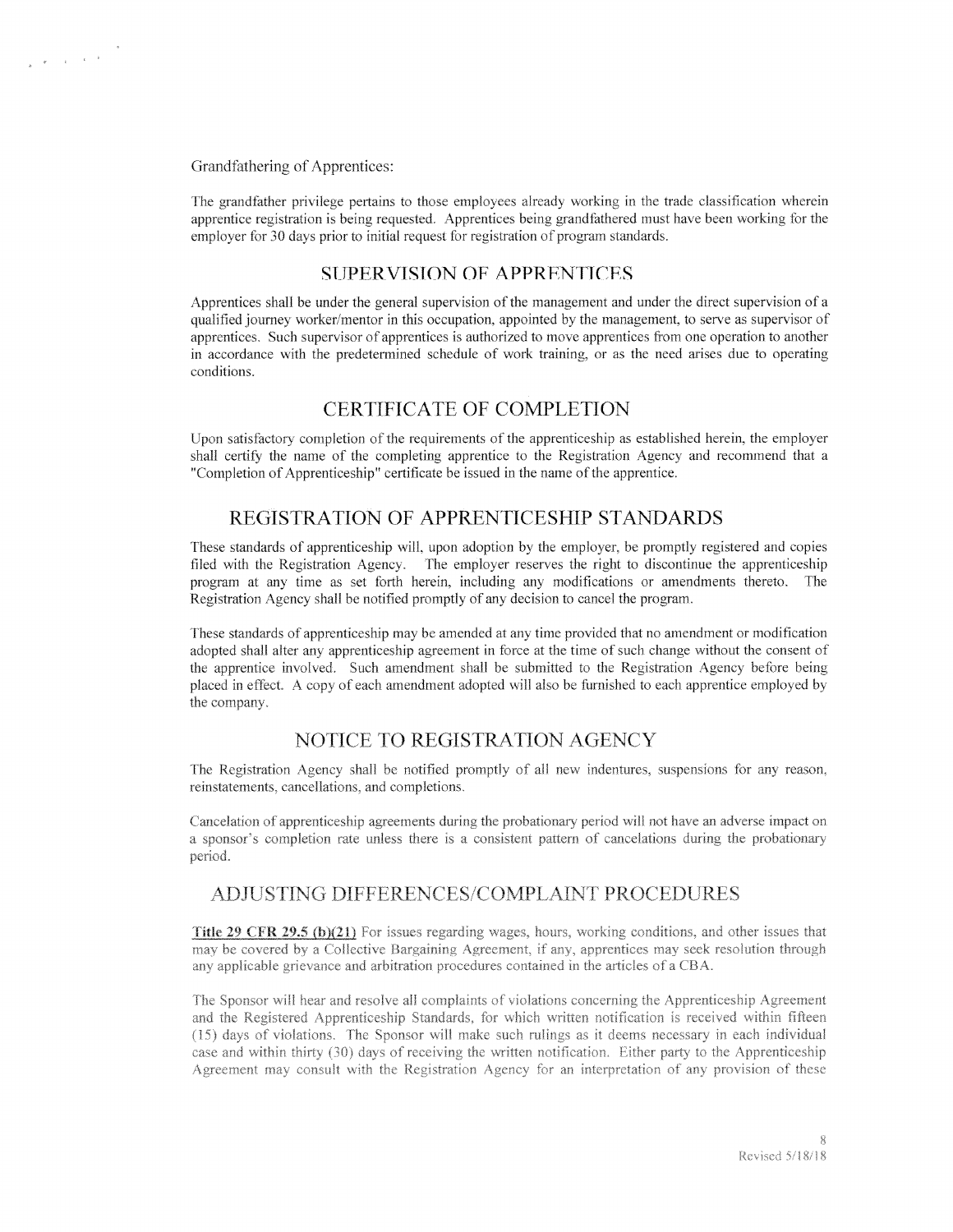Grandfathering of Apprentices:

The grandfather privilege pertains to those employees already working in the trade classification wherein apprentice registration is being requested. Apprentices being grandfathered must have been working for the employer for 30 days prior to initial request for registration of program standards.

## SUPERVISION OF APPRENTICES

Apprentices shall be under the general supervision of the management and under the direct supervision of a qualified journey worker/mentor in this occupation, appointed by the management, to serve as supervisor of apprentices. Such supervisor of apprentices is authorized to move apprentices from one operation to another in accordance with the predetermined schedule of work training, or as the need arises due to operating conditions.

## CERTIFICATE OF COMPLETION

Upon satisfactory completion of the requirements of the apprenticeship as established herein, the employer shall certify the name of the completing apprentice to the Registration Agency and recommend that a "Completion of Apprenticeship" certificate be issued in the name of the apprentice.

## REGISTRATION OF APPRENTICESHIP STANDARDS

These standards of apprenticeship will, upon adoption by the employer, be promptly registered and copies filed with the Registration Agency. The employer reserves the right to discontinue the apprenticeship program at any time as set forth herein, including any modifications or amendments thereto. The Registration Agency shall be notified promptly of any decision to cancel the program.

These standards of apprenticeship may be amended at any time provided that no amendment or modification adopted shall alter any apprenticeship agreement in force at the time of such change without the consent of the apprentice involved. Such amendment shall be submitted to the Registration Agency before being placed in effect. A copy of each amendment adopted will also be furnished to each apprentice employed by the company.

## NOTICE TO REGISTRATION AGENCY

The Registration Agency shall be notified promptly of all new indentures, suspensions for any reason, reinstatements, cancellations, and completions.

Cancelation of apprenticeship agreements during the probationary period will not have an adverse impact on a sponsor's completion rate unless there is a consistent pattern of cancelations during the probationary period.

## ADJUSTING DIFFERENCES/COMPLAINT PROCEDURES

**Title 29 CFR 29.5 (b)(21)** For issues regarding wages, hours, working conditions, and other issues that may be covered by a Collective Bargaining Agreement, if any, apprentices may seek resolution through any applicable grievance and arbitration procedures contained in the articles of a CBA.

The Sponsor will hear and resolve all complaints of violations concerning the Apprenticeship Agreement and the Registered Apprenticeship Standards, for which written notification is received within fifteen (15) days of violations. The Sponsor will make such rulings as it deems necessary in each individual case and within thirty (30) days of receiving the written notification. Either party to the Apprenticeship Agreement may consult with the Registration Agency for an interpretation of any provision of these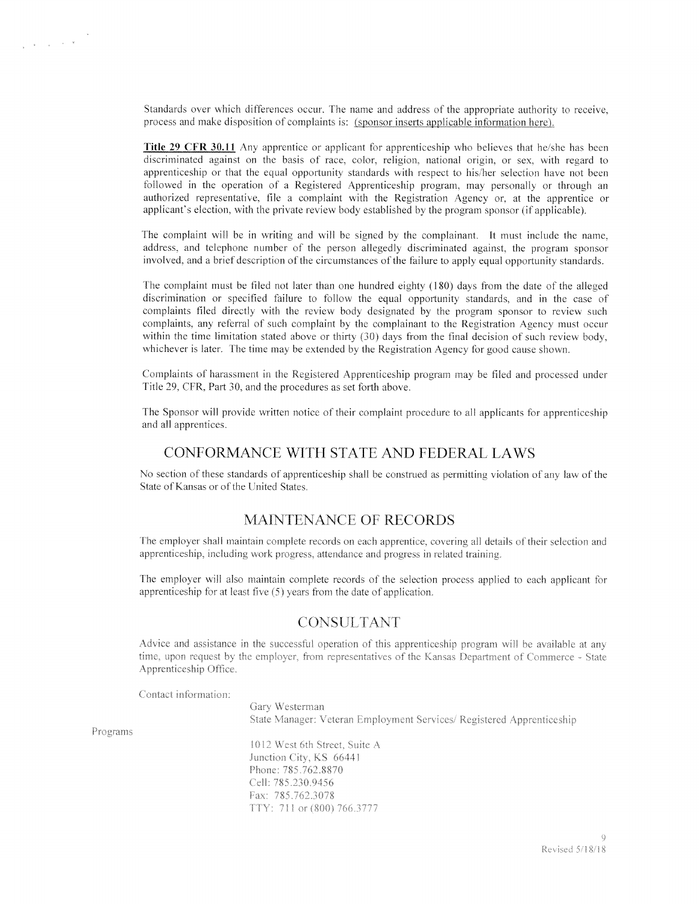Standards over which differences occur. The name and address of the appropriate authority to receive, process and make disposition of complaints is: <u>(sponsor inserts applicable information here).</u>

**<u>Title 29 CFR 30.11</u>** Any apprentice or applicant for apprenticeship who believes that he/she has been discriminated against on the basis of race, color, religion, national origin, or sex, with regard to apprenticeship or that the equal opportunity standards with respect to his/her selection have not been followed in the operation of a Registered Apprenticeship program, may personally or through an authorized representative, file a complaint with the Registration Agency or, at the apprentice or applicant's election, with the private review body established by the program sponsor (if applicable).

The complaint will be in writing and will be signed by the complainant. It must include the name, address, and telephone number of the person allegedly discriminated against, the program sponsor involved, and a brief description of the circumstances of the failure to apply equal opportunity standards.

The complaint must be filed not later than one hundred eighty (180) days from the date of the alleged discrimination or specified failure to follow the equal opportunity standards, and in the case of complaints filed directly with the review body designated by the program sponsor to review such complaints, any referral of such complaint by the complainant to the Registration Agency must occur within the time limitation stated above or thirty (30) days from the final decision of such review body, whichever is later. The time may be extended by the Registration Agency for good cause shown.

Complaints of harassment in the Registered Apprenticeship program may be filed and processed under Title 29, CFR, Part 30, and the procedures as set forth above.

The Sponsor will provide written notice of their complaint procedure to all applicants for apprenticeship and all apprentices.

## CONFORMANCE WITH STATE AND FEDERAL LAWS

No section of these standards of apprenticeship shall be construed as permitting violation of any law of the State of Kansas or of the United States.

## MAINTENANCE OF RECORDS

The employer shall maintain complete records on each apprentice, covering all details of their selection and apprenticeship, including work progress, attendance and progress in related training.

The employer will also maintain complete records of the selection process applied to each applicant for apprenticeship for at least five (5) years from the date of application.

## CONSULTANT

Advice and assistance in the successful operation of this apprenticeship program will be available at any time, upon request by the employer, from representatives of the Kansas Department of Commerce - State Apprenticeship Office.

Contact information:

Gary Westerman
State Manager: Veteran Employment Services/ Registered Apprenticeship Programs

1012 West 6th Street, Suite A
Junction City, KS 66441
Phone: 785.762.8870
Cell: 785.230.9456
Fax: 785.762.3078
TTY: 711 or (800) 766.3777

Revised 5/18/18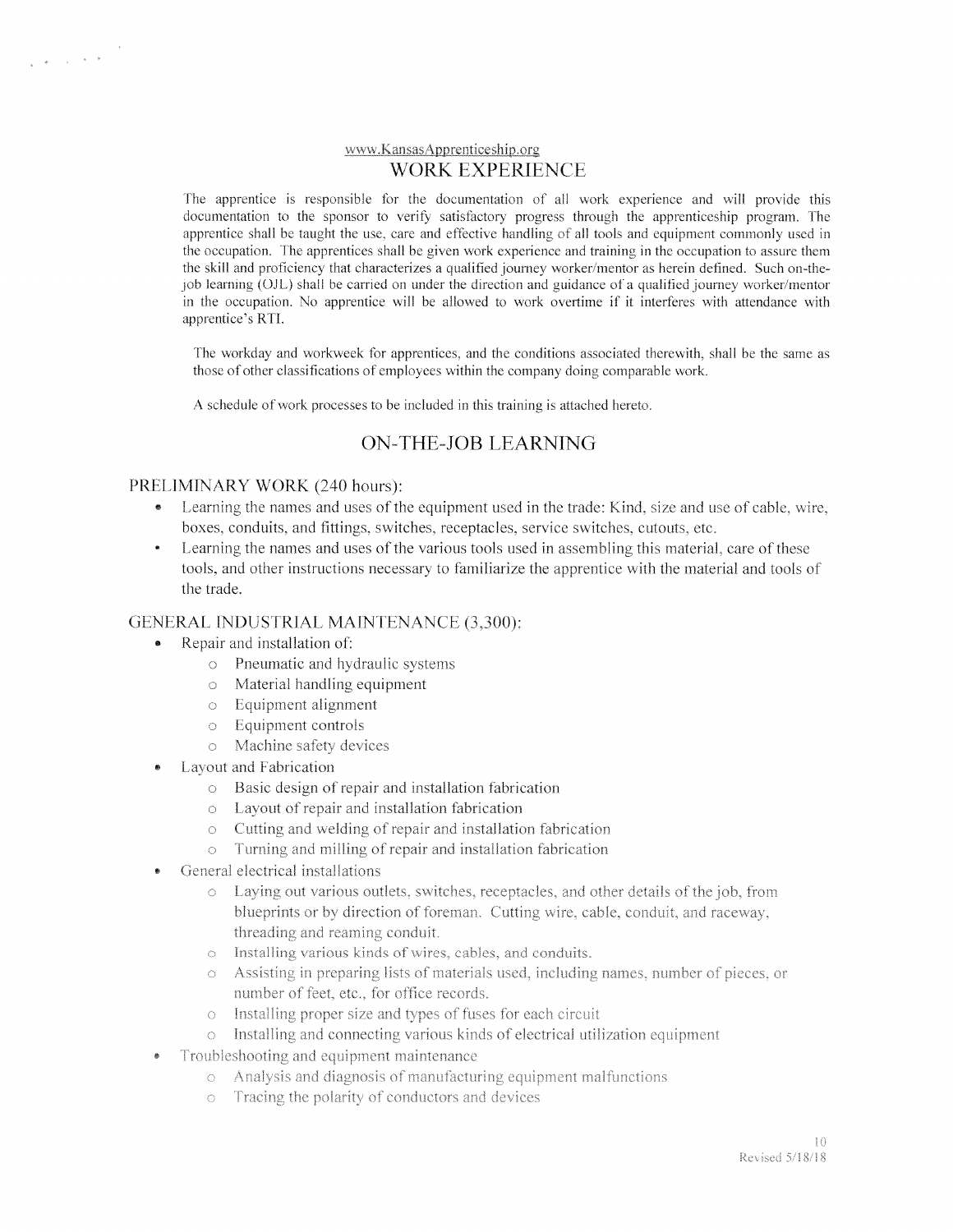www.KansasApprenticeship.org

# WORK EXPERIENCE

The apprentice is responsible for the documentation of all work experience and will provide this documentation to the sponsor to verify satisfactory progress through the apprenticeship program. The apprentice shall be taught the use, care and effective handling of all tools and equipment commonly used in the occupation. The apprentices shall be given work experience and training in the occupation to assure them the skill and proficiency that characterizes a qualified journey worker/mentor as herein defined. Such on-the-job learning (OJL) shall be carried on under the direction and guidance of a qualified journey worker/mentor in the occupation. No apprentice will be allowed to work overtime if it interferes with attendance with apprentice's RTI.

The workday and workweek for apprentices, and the conditions associated therewith, shall be the same as those of other classifications of employees within the company doing comparable work.

A schedule of work processes to be included in this training is attached hereto.

# ON-THE-JOB LEARNING

## PRELIMINARY WORK (240 hours):

- Learning the names and uses of the equipment used in the trade: Kind, size and use of cable, wire, boxes, conduits, and fittings, switches, receptacles, service switches, cutouts, etc.
- Learning the names and uses of the various tools used in assembling this material, care of these tools, and other instructions necessary to familiarize the apprentice with the material and tools of the trade.

## GENERAL INDUSTRIAL MAINTENANCE (3,300):

- Repair and installation of:
  - Pneumatic and hydraulic systems
  - Material handling equipment
  - Equipment alignment
  - Equipment controls
  - Machine safety devices
- Layout and Fabrication
  - Basic design of repair and installation fabrication
  - Layout of repair and installation fabrication
  - Cutting and welding of repair and installation fabrication
  - Turning and milling of repair and installation fabrication
- General electrical installations
  - Laying out various outlets, switches, receptacles, and other details of the job, from blueprints or by direction of foreman. Cutting wire, cable, conduit, and raceway, threading and reaming conduit.
  - Installing various kinds of wires, cables, and conduits.
  - Assisting in preparing lists of materials used, including names, number of pieces, or number of feet, etc., for office records.
  - Installing proper size and types of fuses for each circuit
  - Installing and connecting various kinds of electrical utilization equipment
- Troubleshooting and equipment maintenance
  - Analysis and diagnosis of manufacturing equipment malfunctions
  - Tracing the polarity of conductors and devices

Revised 5/18/18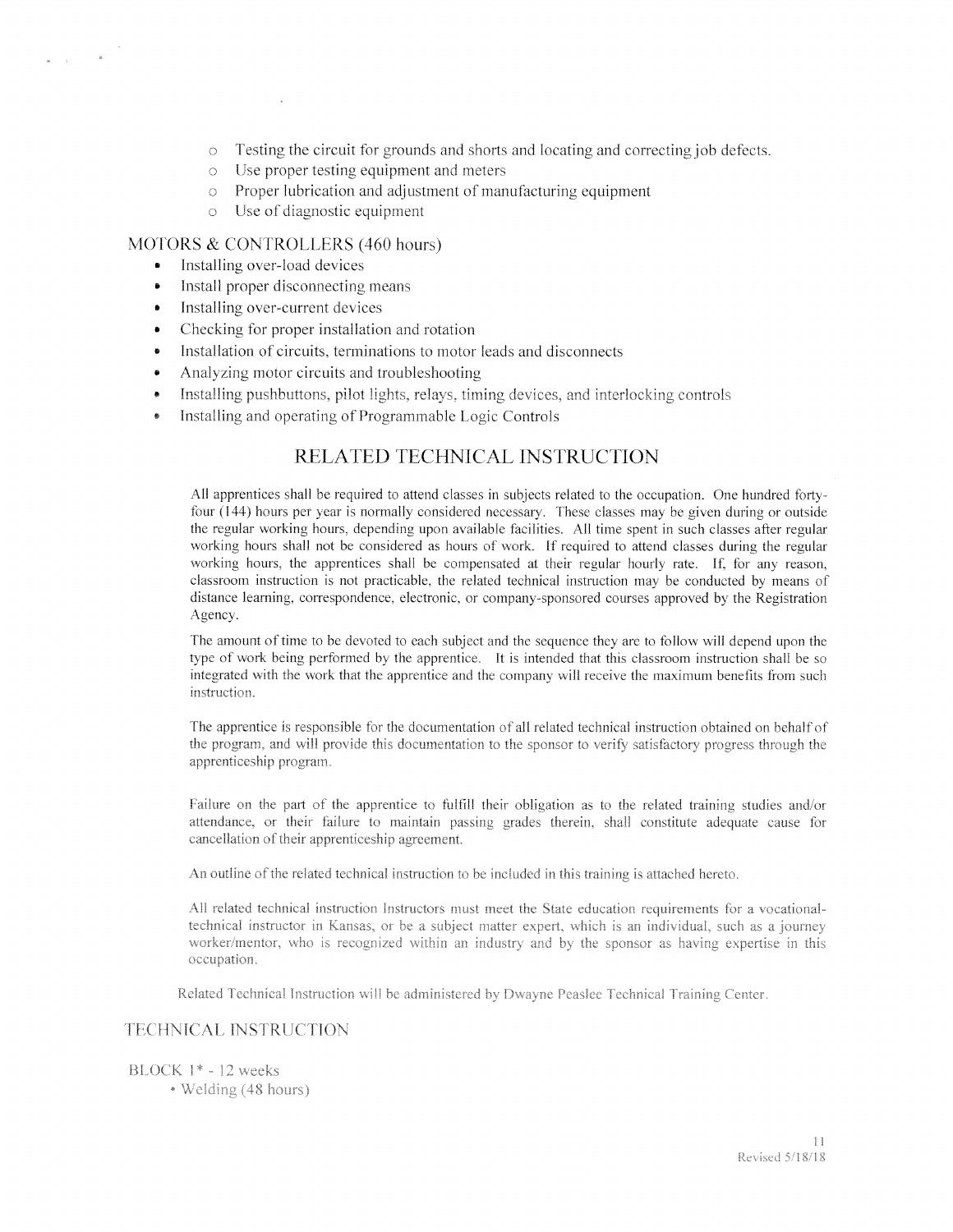- Testing the circuit for grounds and shorts and locating and correcting job defects.
- Use proper testing equipment and meters
- Proper lubrication and adjustment of manufacturing equipment
- Use of diagnostic equipment

MOTORS & CONTROLLERS (460 hours)

- Installing over-load devices
- Install proper disconnecting means
- Installing over-current devices
- Checking for proper installation and rotation
- Installation of circuits, terminations to motor leads and disconnects
- Analyzing motor circuits and troubleshooting
- Installing pushbuttons, pilot lights, relays, timing devices, and interlocking controls
- Installing and operating of Programmable Logic Controls

## RELATED TECHNICAL INSTRUCTION

All apprentices shall be required to attend classes in subjects related to the occupation. One hundred forty-four (144) hours per year is normally considered necessary. These classes may be given during or outside the regular working hours, depending upon available facilities. All time spent in such classes after regular working hours shall not be considered as hours of work. If required to attend classes during the regular working hours, the apprentices shall be compensated at their regular hourly rate. If, for any reason, classroom instruction is not practicable, the related technical instruction may be conducted by means of distance learning, correspondence, electronic, or company-sponsored courses approved by the Registration Agency.

The amount of time to be devoted to each subject and the sequence they are to follow will depend upon the type of work being performed by the apprentice. It is intended that this classroom instruction shall be so integrated with the work that the apprentice and the company will receive the maximum benefits from such instruction.

The apprentice is responsible for the documentation of all related technical instruction obtained on behalf of the program, and will provide this documentation to the sponsor to verify satisfactory progress through the apprenticeship program.

Failure on the part of the apprentice to fulfill their obligation as to the related training studies and/or attendance, or their failure to maintain passing grades therein, shall constitute adequate cause for cancellation of their apprenticeship agreement.

An outline of the related technical instruction to be included in this training is attached hereto.

All related technical instruction Instructors must meet the State education requirements for a vocational-technical instructor in Kansas, or be a subject matter expert, which is an individual, such as a journey worker/mentor, who is recognized within an industry and by the sponsor as having expertise in this occupation.

Related Technical Instruction will be administered by Dwayne Peaslee Technical Training Center.

## TECHNICAL INSTRUCTION

BLOCK 1* - 12 weeks

- Welding (48 hours)

Revised 5/18/18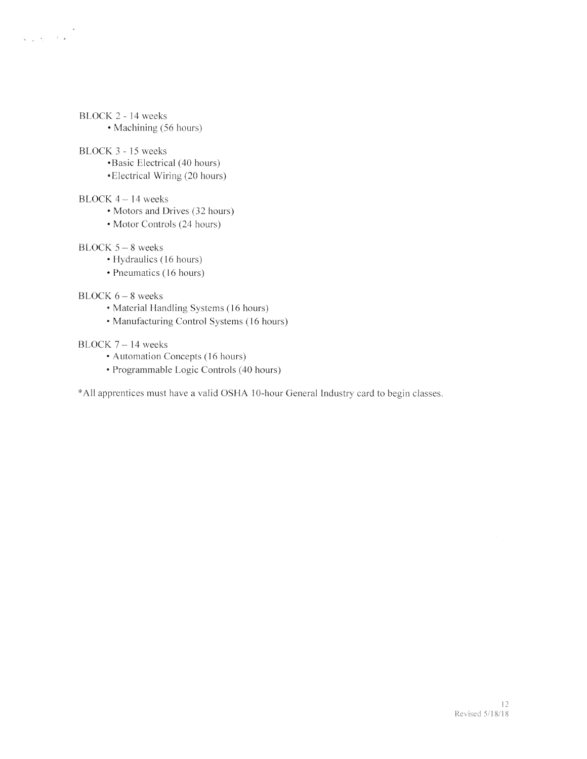BLOCK 2 - 14 weeks

- Machining (56 hours)

BLOCK 3 - 15 weeks

- Basic Electrical (40 hours)
- Electrical Wiring (20 hours)

BLOCK 4 – 14 weeks

- Motors and Drives (32 hours)
- Motor Controls (24 hours)

BLOCK 5 – 8 weeks

- Hydraulics (16 hours)
- Pneumatics (16 hours)

BLOCK 6 – 8 weeks

- Material Handling Systems (16 hours)
- Manufacturing Control Systems (16 hours)

BLOCK 7 – 14 weeks

- Automation Concepts (16 hours)
- Programmable Logic Controls (40 hours)

*All apprentices must have a valid OSHA 10-hour General Industry card to begin classes.

Revised 5/18/18